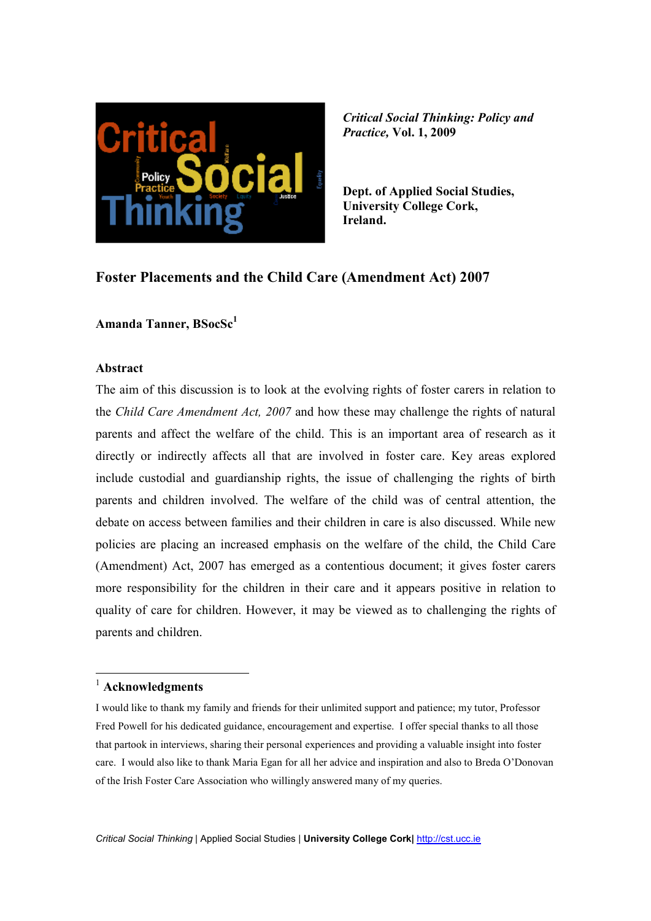*Critical Social Thinking: Policy and Practice,* Vol. 1, 2009

**Dept. of Applied Social Studies, University College Cork, Ireland.**

# Foster Placements and the Child Care (Amendment Act) 2007

**Amanda Tanner, BSocSc**[1]

## Abstract

The aim of this discussion is to look at the evolving rights of foster carers in relation to the *Child Care Amendment Act, 2007* and how these may challenge the rights of natural parents and affect the welfare of the child. This is an important area of research as it directly or indirectly affects all that are involved in foster care. Key areas explored include custodial and guardianship rights, the issue of challenging the rights of birth parents and children involved. The welfare of the child was of central attention, the debate on access between families and their children in care is also discussed. While new policies are placing an increased emphasis on the welfare of the child, the Child Care (Amendment) Act, 2007 has emerged as a contentious document; it gives foster carers more responsibility for the children in their care and it appears positive in relation to quality of care for children. However, it may be viewed as to challenging the rights of parents and children.

---

[1] **Acknowledgments**

I would like to thank my family and friends for their unlimited support and patience; my tutor, Professor Fred Powell for his dedicated guidance, encouragement and expertise. I offer special thanks to all those that partook in interviews, sharing their personal experiences and providing a valuable insight into foster care. I would also like to thank Maria Egan for all her advice and inspiration and also to Breda O'Donovan of the Irish Foster Care Association who willingly answered many of my queries.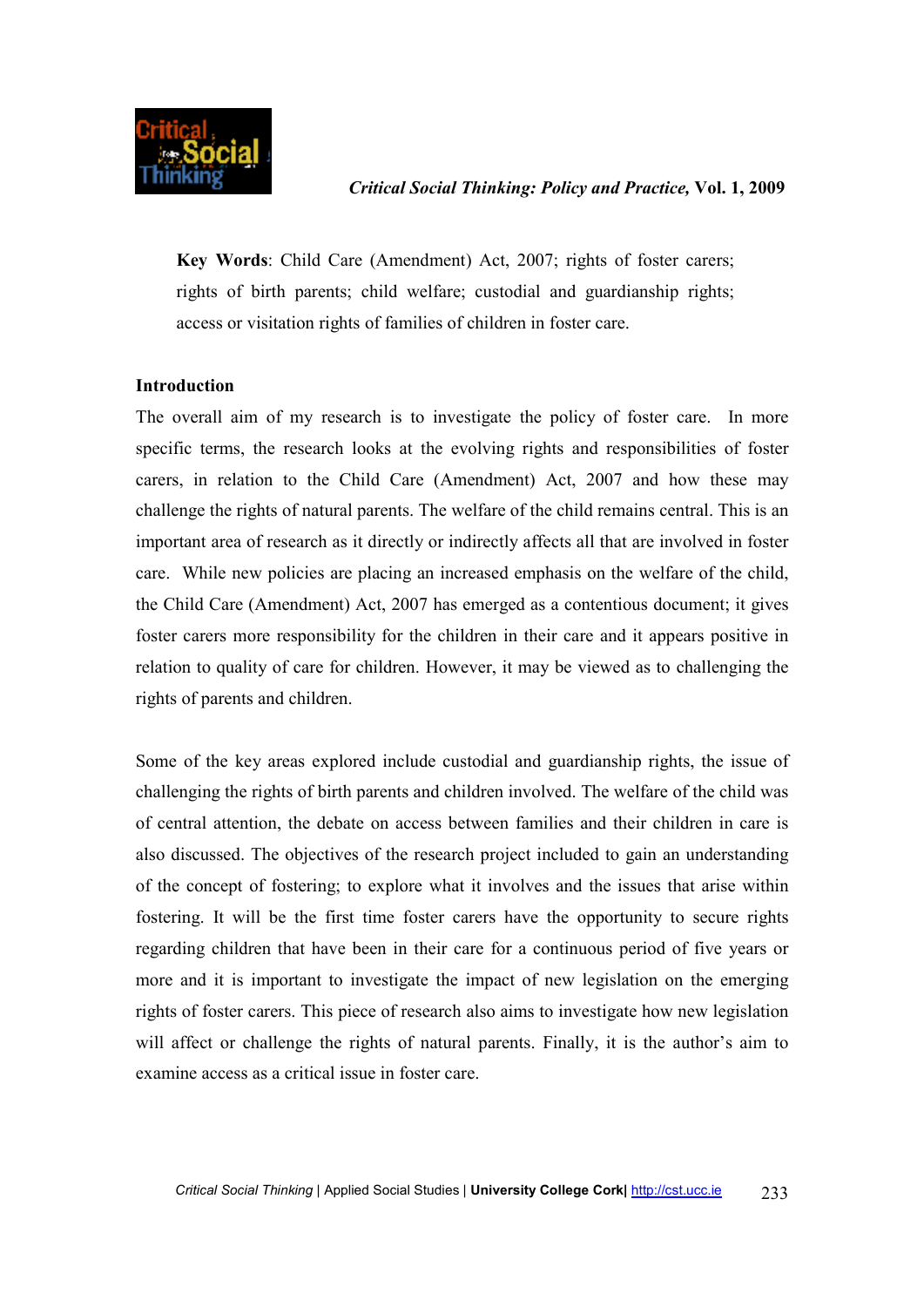**Key Words**: Child Care (Amendment) Act, 2007; rights of foster carers; rights of birth parents; child welfare; custodial and guardianship rights; access or visitation rights of families of children in foster care.

## Introduction

The overall aim of my research is to investigate the policy of foster care. In more specific terms, the research looks at the evolving rights and responsibilities of foster carers, in relation to the Child Care (Amendment) Act, 2007 and how these may challenge the rights of natural parents. The welfare of the child remains central. This is an important area of research as it directly or indirectly affects all that are involved in foster care. While new policies are placing an increased emphasis on the welfare of the child, the Child Care (Amendment) Act, 2007 has emerged as a contentious document; it gives foster carers more responsibility for the children in their care and it appears positive in relation to quality of care for children. However, it may be viewed as to challenging the rights of parents and children.

Some of the key areas explored include custodial and guardianship rights, the issue of challenging the rights of birth parents and children involved. The welfare of the child was of central attention, the debate on access between families and their children in care is also discussed. The objectives of the research project included to gain an understanding of the concept of fostering; to explore what it involves and the issues that arise within fostering. It will be the first time foster carers have the opportunity to secure rights regarding children that have been in their care for a continuous period of five years or more and it is important to investigate the impact of new legislation on the emerging rights of foster carers. This piece of research also aims to investigate how new legislation will affect or challenge the rights of natural parents. Finally, it is the author's aim to examine access as a critical issue in foster care.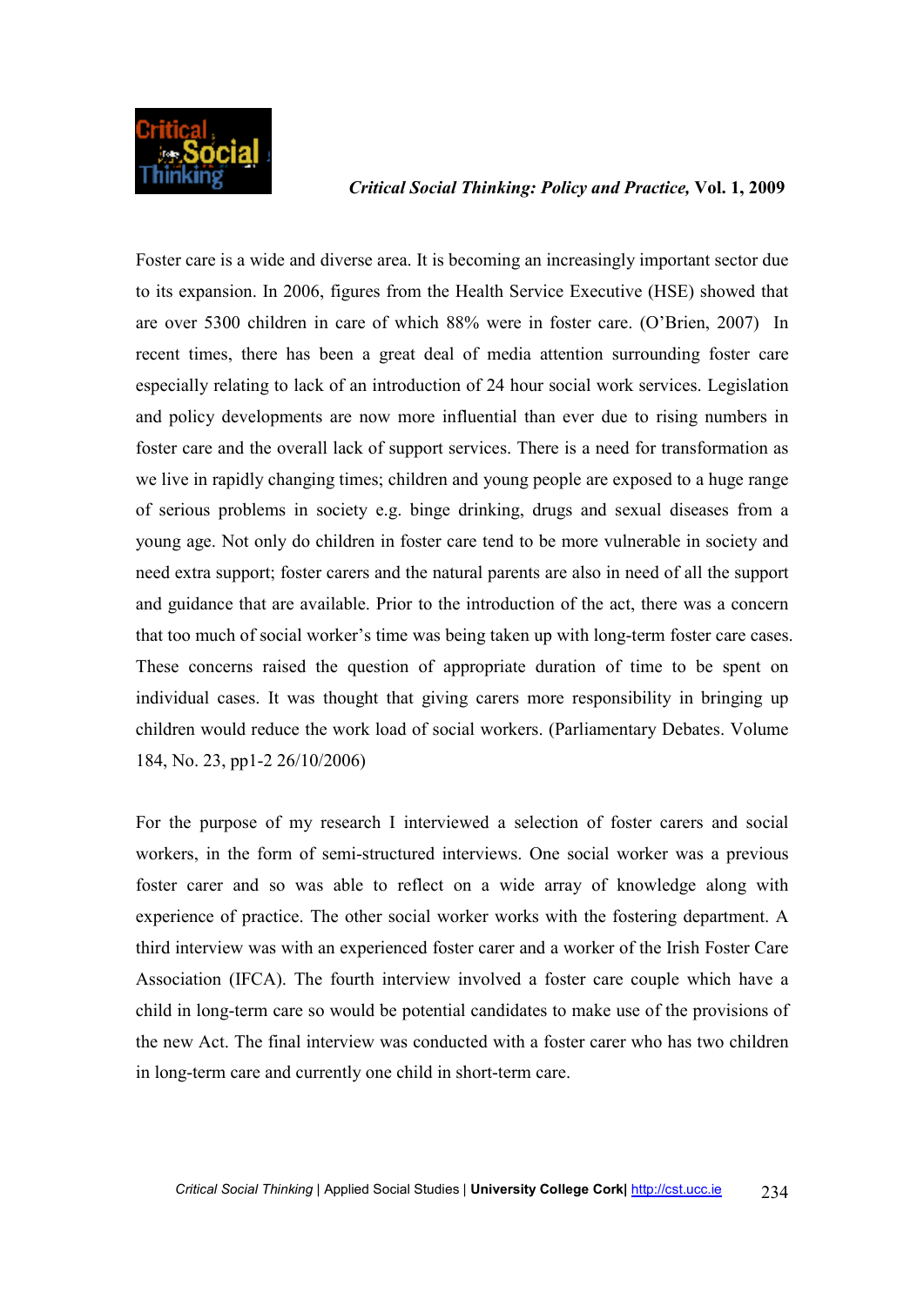Foster care is a wide and diverse area. It is becoming an increasingly important sector due to its expansion. In 2006, figures from the Health Service Executive (HSE) showed that are over 5300 children in care of which 88% were in foster care. (O'Brien, 2007) In recent times, there has been a great deal of media attention surrounding foster care especially relating to lack of an introduction of 24 hour social work services. Legislation and policy developments are now more influential than ever due to rising numbers in foster care and the overall lack of support services. There is a need for transformation as we live in rapidly changing times; children and young people are exposed to a huge range of serious problems in society e.g. binge drinking, drugs and sexual diseases from a young age. Not only do children in foster care tend to be more vulnerable in society and need extra support; foster carers and the natural parents are also in need of all the support and guidance that are available. Prior to the introduction of the act, there was a concern that too much of social worker's time was being taken up with long-term foster care cases. These concerns raised the question of appropriate duration of time to be spent on individual cases. It was thought that giving carers more responsibility in bringing up children would reduce the work load of social workers. (Parliamentary Debates. Volume 184, No. 23, pp1-2 26/10/2006)

For the purpose of my research I interviewed a selection of foster carers and social workers, in the form of semi-structured interviews. One social worker was a previous foster carer and so was able to reflect on a wide array of knowledge along with experience of practice. The other social worker works with the fostering department. A third interview was with an experienced foster carer and a worker of the Irish Foster Care Association (IFCA). The fourth interview involved a foster care couple which have a child in long-term care so would be potential candidates to make use of the provisions of the new Act. The final interview was conducted with a foster carer who has two children in long-term care and currently one child in short-term care.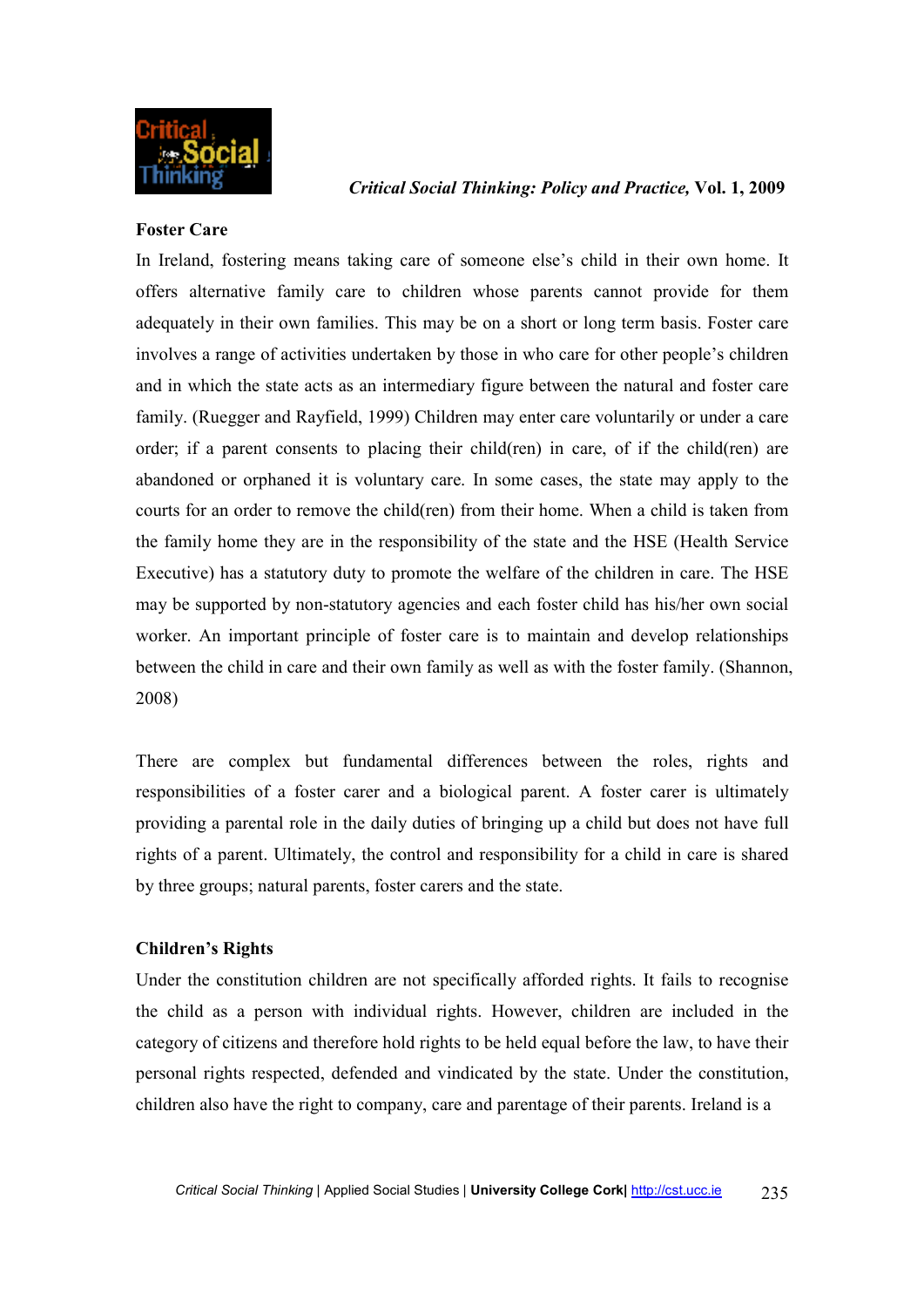## Foster Care

In Ireland, fostering means taking care of someone else's child in their own home. It offers alternative family care to children whose parents cannot provide for them adequately in their own families. This may be on a short or long term basis. Foster care involves a range of activities undertaken by those in who care for other people's children and in which the state acts as an intermediary figure between the natural and foster care family. (Ruegger and Rayfield, 1999) Children may enter care voluntarily or under a care order; if a parent consents to placing their child(ren) in care, of if the child(ren) are abandoned or orphaned it is voluntary care. In some cases, the state may apply to the courts for an order to remove the child(ren) from their home. When a child is taken from the family home they are in the responsibility of the state and the HSE (Health Service Executive) has a statutory duty to promote the welfare of the children in care. The HSE may be supported by non-statutory agencies and each foster child has his/her own social worker. An important principle of foster care is to maintain and develop relationships between the child in care and their own family as well as with the foster family. (Shannon, 2008)

There are complex but fundamental differences between the roles, rights and responsibilities of a foster carer and a biological parent. A foster carer is ultimately providing a parental role in the daily duties of bringing up a child but does not have full rights of a parent. Ultimately, the control and responsibility for a child in care is shared by three groups; natural parents, foster carers and the state.

## Children's Rights

Under the constitution children are not specifically afforded rights. It fails to recognise the child as a person with individual rights. However, children are included in the category of citizens and therefore hold rights to be held equal before the law, to have their personal rights respected, defended and vindicated by the state. Under the constitution, children also have the right to company, care and parentage of their parents. Ireland is a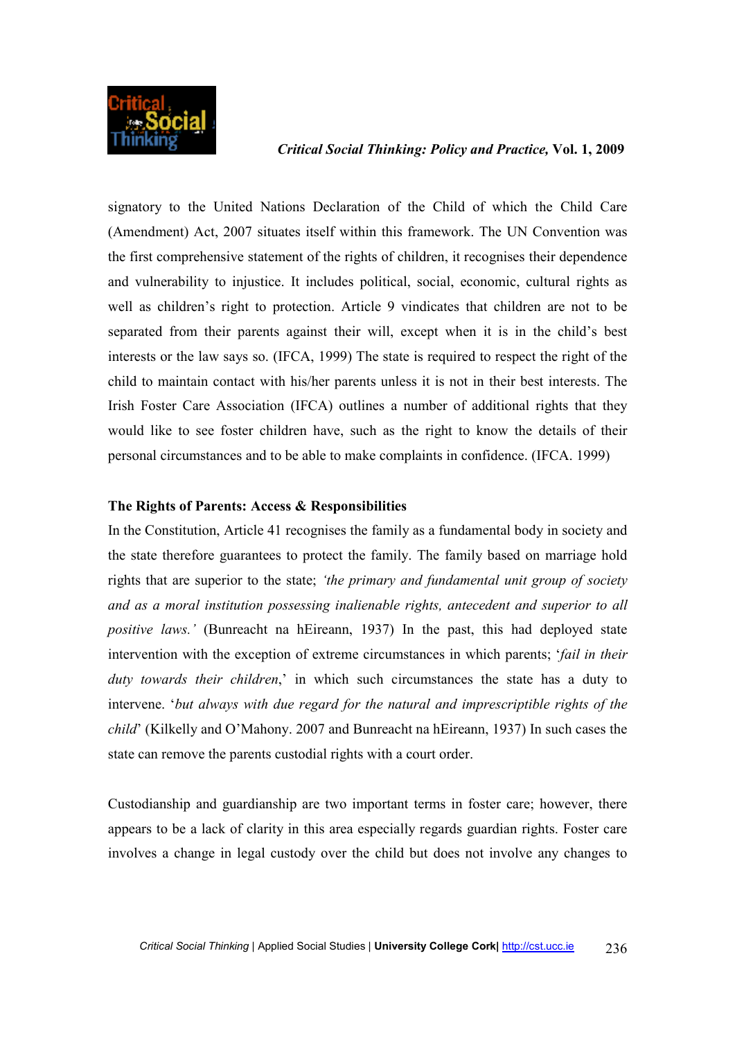signatory to the United Nations Declaration of the Child of which the Child Care (Amendment) Act, 2007 situates itself within this framework. The UN Convention was the first comprehensive statement of the rights of children, it recognises their dependence and vulnerability to injustice. It includes political, social, economic, cultural rights as well as children's right to protection. Article 9 vindicates that children are not to be separated from their parents against their will, except when it is in the child's best interests or the law says so. (IFCA, 1999) The state is required to respect the right of the child to maintain contact with his/her parents unless it is not in their best interests. The Irish Foster Care Association (IFCA) outlines a number of additional rights that they would like to see foster children have, such as the right to know the details of their personal circumstances and to be able to make complaints in confidence. (IFCA. 1999)

**The Rights of Parents: Access & Responsibilities**

In the Constitution, Article 41 recognises the family as a fundamental body in society and the state therefore guarantees to protect the family. The family based on marriage hold rights that are superior to the state; *'the primary and fundamental unit group of society and as a moral institution possessing inalienable rights, antecedent and superior to all positive laws.'* (Bunreacht na hEireann, 1937) In the past, this had deployed state intervention with the exception of extreme circumstances in which parents; '*fail in their duty towards their children*,' in which such circumstances the state has a duty to intervene. '*but always with due regard for the natural and imprescriptible rights of the child*' (Kilkelly and O'Mahony. 2007 and Bunreacht na hEireann, 1937) In such cases the state can remove the parents custodial rights with a court order.

Custodianship and guardianship are two important terms in foster care; however, there appears to be a lack of clarity in this area especially regards guardian rights. Foster care involves a change in legal custody over the child but does not involve any changes to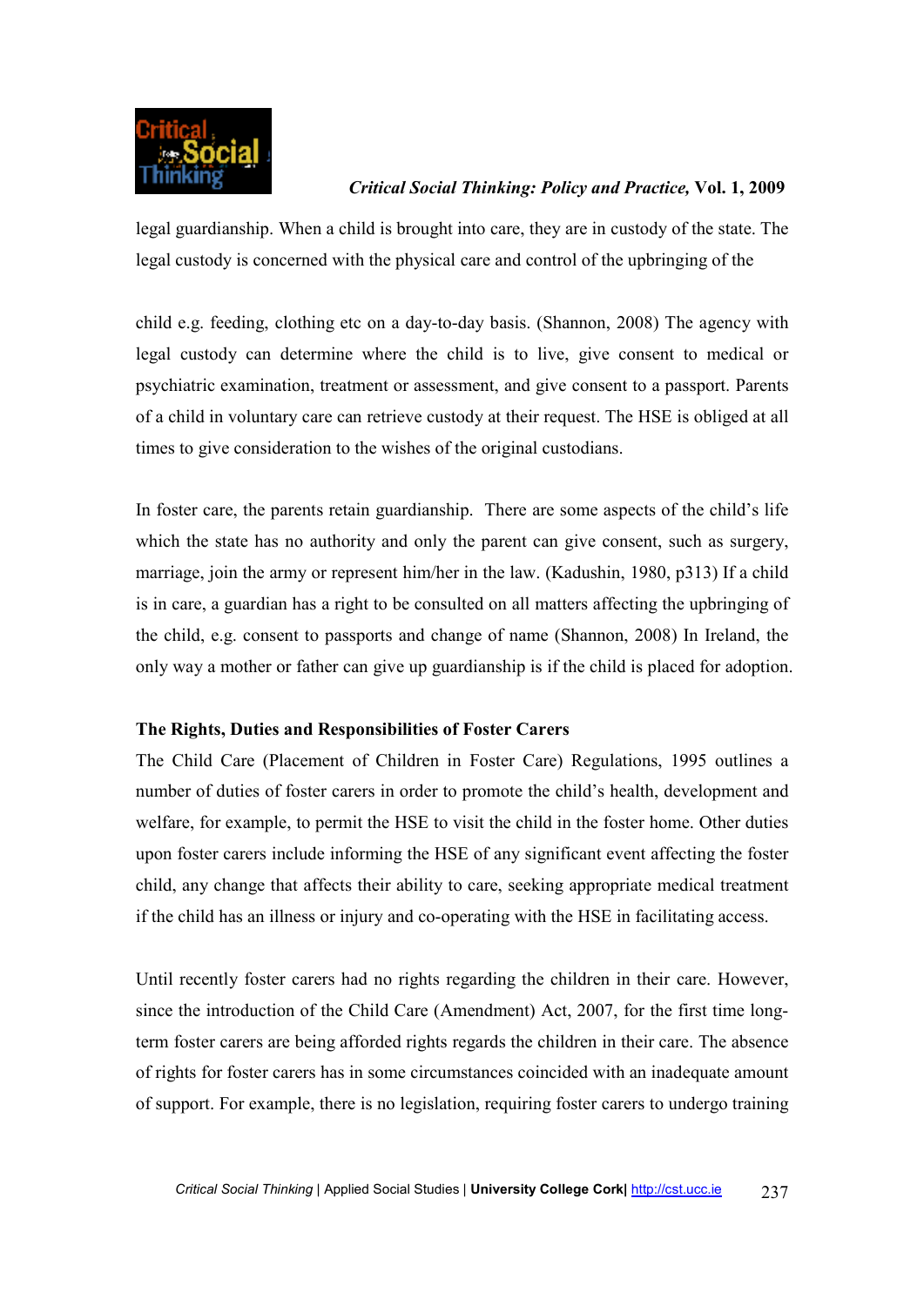legal guardianship. When a child is brought into care, they are in custody of the state. The legal custody is concerned with the physical care and control of the upbringing of the

child e.g. feeding, clothing etc on a day-to-day basis. (Shannon, 2008) The agency with legal custody can determine where the child is to live, give consent to medical or psychiatric examination, treatment or assessment, and give consent to a passport. Parents of a child in voluntary care can retrieve custody at their request. The HSE is obliged at all times to give consideration to the wishes of the original custodians.

In foster care, the parents retain guardianship. There are some aspects of the child's life which the state has no authority and only the parent can give consent, such as surgery, marriage, join the army or represent him/her in the law. (Kadushin, 1980, p313) If a child is in care, a guardian has a right to be consulted on all matters affecting the upbringing of the child, e.g. consent to passports and change of name (Shannon, 2008) In Ireland, the only way a mother or father can give up guardianship is if the child is placed for adoption.

**The Rights, Duties and Responsibilities of Foster Carers**

The Child Care (Placement of Children in Foster Care) Regulations, 1995 outlines a number of duties of foster carers in order to promote the child's health, development and welfare, for example, to permit the HSE to visit the child in the foster home. Other duties upon foster carers include informing the HSE of any significant event affecting the foster child, any change that affects their ability to care, seeking appropriate medical treatment if the child has an illness or injury and co-operating with the HSE in facilitating access.

Until recently foster carers had no rights regarding the children in their care. However, since the introduction of the Child Care (Amendment) Act, 2007, for the first time long-term foster carers are being afforded rights regards the children in their care. The absence of rights for foster carers has in some circumstances coincided with an inadequate amount of support. For example, there is no legislation, requiring foster carers to undergo training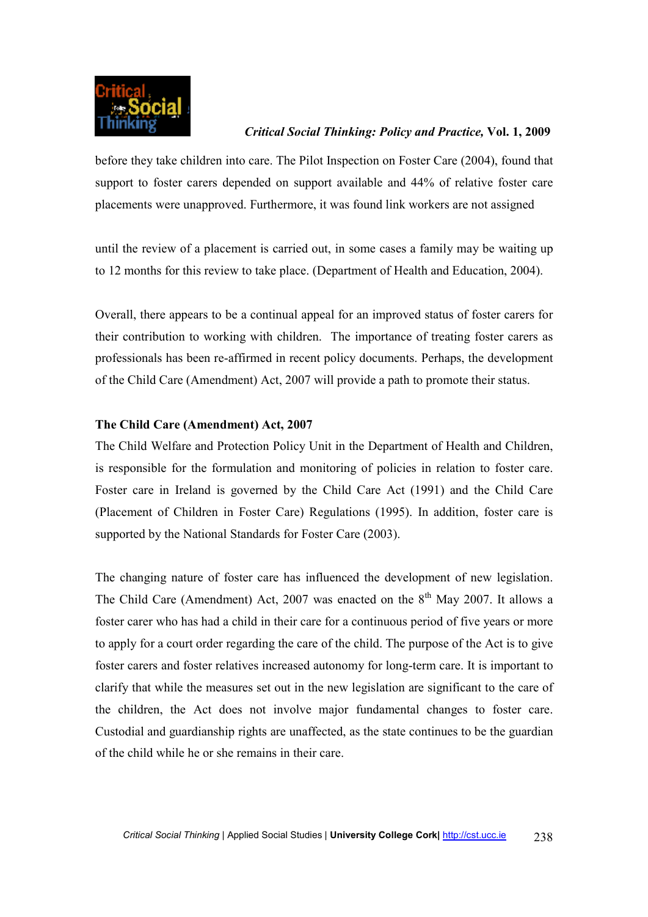before they take children into care. The Pilot Inspection on Foster Care (2004), found that support to foster carers depended on support available and 44% of relative foster care placements were unapproved. Furthermore, it was found link workers are not assigned

until the review of a placement is carried out, in some cases a family may be waiting up to 12 months for this review to take place. (Department of Health and Education, 2004).

Overall, there appears to be a continual appeal for an improved status of foster carers for their contribution to working with children. The importance of treating foster carers as professionals has been re-affirmed in recent policy documents. Perhaps, the development of the Child Care (Amendment) Act, 2007 will provide a path to promote their status.

**The Child Care (Amendment) Act, 2007**

The Child Welfare and Protection Policy Unit in the Department of Health and Children, is responsible for the formulation and monitoring of policies in relation to foster care. Foster care in Ireland is governed by the Child Care Act (1991) and the Child Care (Placement of Children in Foster Care) Regulations (1995). In addition, foster care is supported by the National Standards for Foster Care (2003).

The changing nature of foster care has influenced the development of new legislation. The Child Care (Amendment) Act, 2007 was enacted on the 8th May 2007. It allows a foster carer who has had a child in their care for a continuous period of five years or more to apply for a court order regarding the care of the child. The purpose of the Act is to give foster carers and foster relatives increased autonomy for long-term care. It is important to clarify that while the measures set out in the new legislation are significant to the care of the children, the Act does not involve major fundamental changes to foster care. Custodial and guardianship rights are unaffected, as the state continues to be the guardian of the child while he or she remains in their care.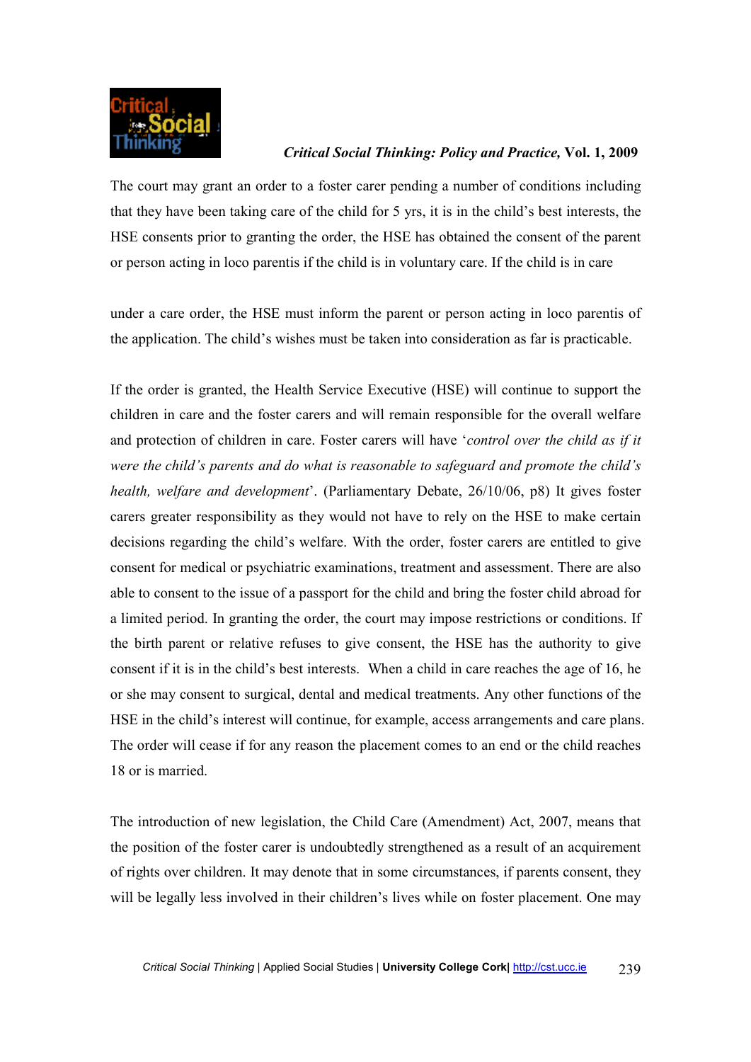The court may grant an order to a foster carer pending a number of conditions including that they have been taking care of the child for 5 yrs, it is in the child's best interests, the HSE consents prior to granting the order, the HSE has obtained the consent of the parent or person acting in loco parentis if the child is in voluntary care. If the child is in care

under a care order, the HSE must inform the parent or person acting in loco parentis of the application. The child's wishes must be taken into consideration as far is practicable.

If the order is granted, the Health Service Executive (HSE) will continue to support the children in care and the foster carers and will remain responsible for the overall welfare and protection of children in care. Foster carers will have '*control over the child as if it were the child's parents and do what is reasonable to safeguard and promote the child's health, welfare and development*'. (Parliamentary Debate, 26/10/06, p8) It gives foster carers greater responsibility as they would not have to rely on the HSE to make certain decisions regarding the child's welfare. With the order, foster carers are entitled to give consent for medical or psychiatric examinations, treatment and assessment. There are also able to consent to the issue of a passport for the child and bring the foster child abroad for a limited period. In granting the order, the court may impose restrictions or conditions. If the birth parent or relative refuses to give consent, the HSE has the authority to give consent if it is in the child's best interests. When a child in care reaches the age of 16, he or she may consent to surgical, dental and medical treatments. Any other functions of the HSE in the child's interest will continue, for example, access arrangements and care plans. The order will cease if for any reason the placement comes to an end or the child reaches 18 or is married.

The introduction of new legislation, the Child Care (Amendment) Act, 2007, means that the position of the foster carer is undoubtedly strengthened as a result of an acquirement of rights over children. It may denote that in some circumstances, if parents consent, they will be legally less involved in their children's lives while on foster placement. One may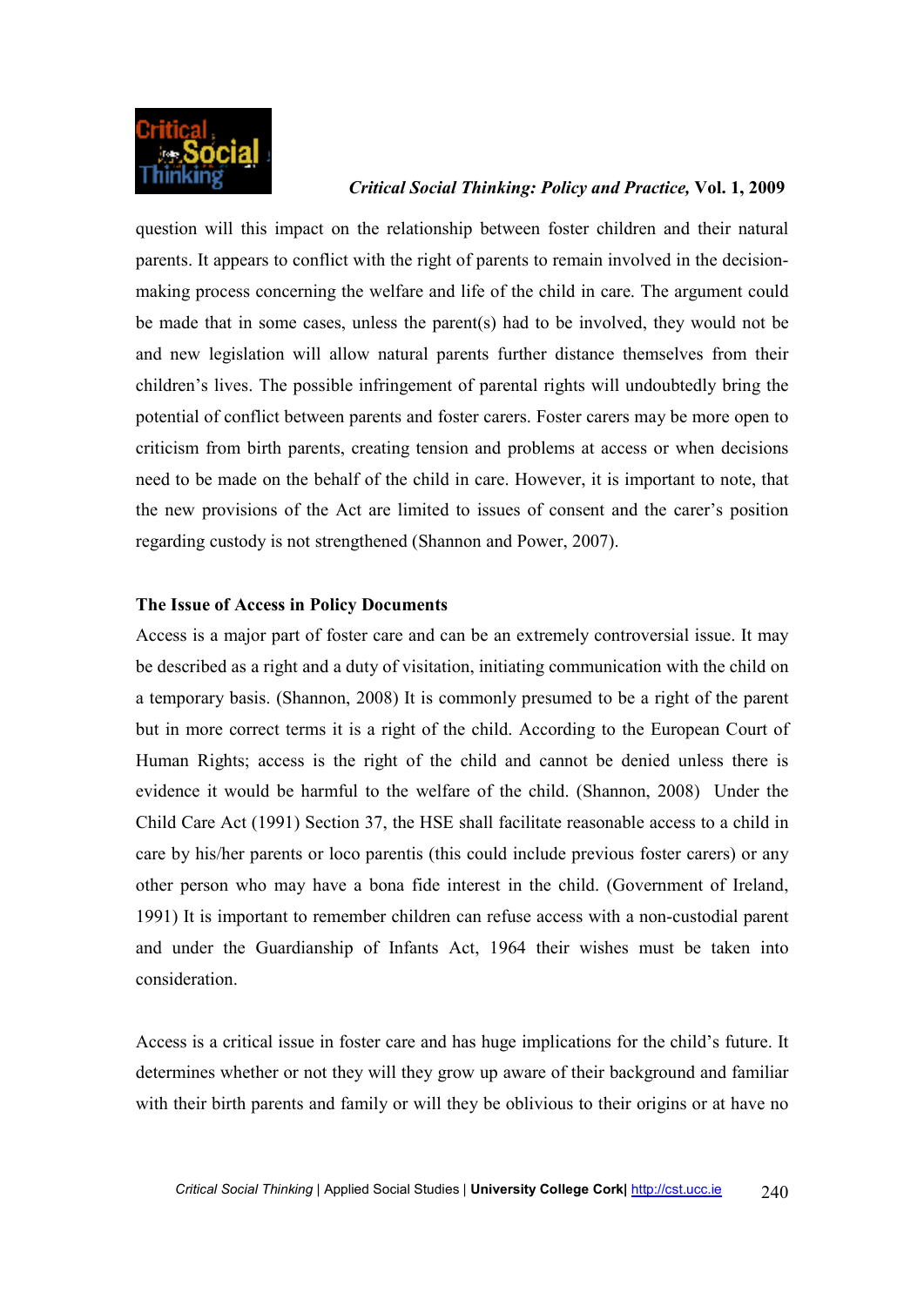question will this impact on the relationship between foster children and their natural parents. It appears to conflict with the right of parents to remain involved in the decision-making process concerning the welfare and life of the child in care. The argument could be made that in some cases, unless the parent(s) had to be involved, they would not be and new legislation will allow natural parents further distance themselves from their children's lives. The possible infringement of parental rights will undoubtedly bring the potential of conflict between parents and foster carers. Foster carers may be more open to criticism from birth parents, creating tension and problems at access or when decisions need to be made on the behalf of the child in care. However, it is important to note, that the new provisions of the Act are limited to issues of consent and the carer's position regarding custody is not strengthened (Shannon and Power, 2007).

**The Issue of Access in Policy Documents**

Access is a major part of foster care and can be an extremely controversial issue. It may be described as a right and a duty of visitation, initiating communication with the child on a temporary basis. (Shannon, 2008) It is commonly presumed to be a right of the parent but in more correct terms it is a right of the child. According to the European Court of Human Rights; access is the right of the child and cannot be denied unless there is evidence it would be harmful to the welfare of the child. (Shannon, 2008) Under the Child Care Act (1991) Section 37, the HSE shall facilitate reasonable access to a child in care by his/her parents or loco parentis (this could include previous foster carers) or any other person who may have a bona fide interest in the child. (Government of Ireland, 1991) It is important to remember children can refuse access with a non-custodial parent and under the Guardianship of Infants Act, 1964 their wishes must be taken into consideration.

Access is a critical issue in foster care and has huge implications for the child's future. It determines whether or not they will they grow up aware of their background and familiar with their birth parents and family or will they be oblivious to their origins or at have no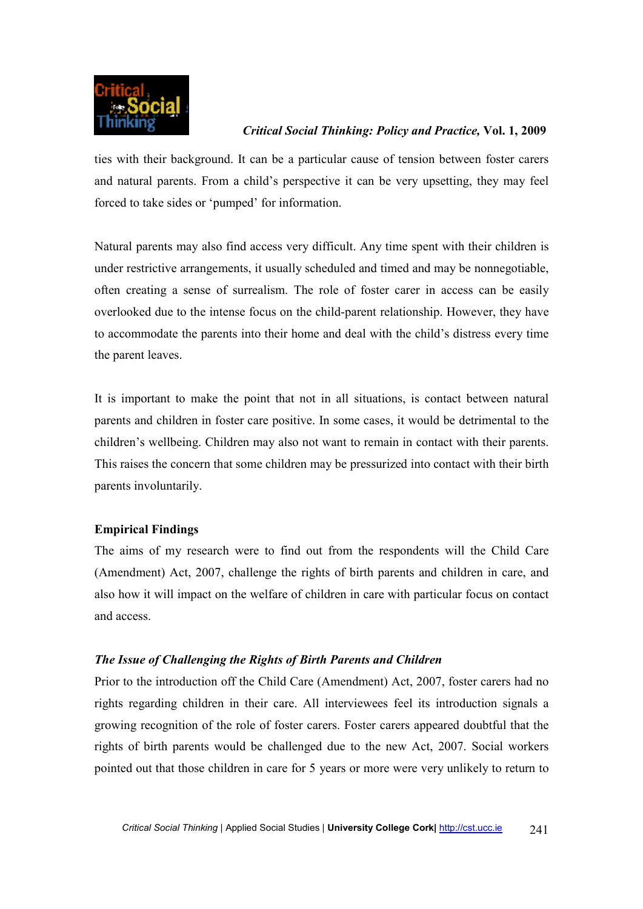ties with their background. It can be a particular cause of tension between foster carers and natural parents. From a child's perspective it can be very upsetting, they may feel forced to take sides or 'pumped' for information.

Natural parents may also find access very difficult. Any time spent with their children is under restrictive arrangements, it usually scheduled and timed and may be nonnegotiable, often creating a sense of surrealism. The role of foster carer in access can be easily overlooked due to the intense focus on the child-parent relationship. However, they have to accommodate the parents into their home and deal with the child's distress every time the parent leaves.

It is important to make the point that not in all situations, is contact between natural parents and children in foster care positive. In some cases, it would be detrimental to the children's wellbeing. Children may also not want to remain in contact with their parents. This raises the concern that some children may be pressurized into contact with their birth parents involuntarily.

**Empirical Findings**

The aims of my research were to find out from the respondents will the Child Care (Amendment) Act, 2007, challenge the rights of birth parents and children in care, and also how it will impact on the welfare of children in care with particular focus on contact and access.

***The Issue of Challenging the Rights of Birth Parents and Children***

Prior to the introduction off the Child Care (Amendment) Act, 2007, foster carers had no rights regarding children in their care. All interviewees feel its introduction signals a growing recognition of the role of foster carers. Foster carers appeared doubtful that the rights of birth parents would be challenged due to the new Act, 2007. Social workers pointed out that those children in care for 5 years or more were very unlikely to return to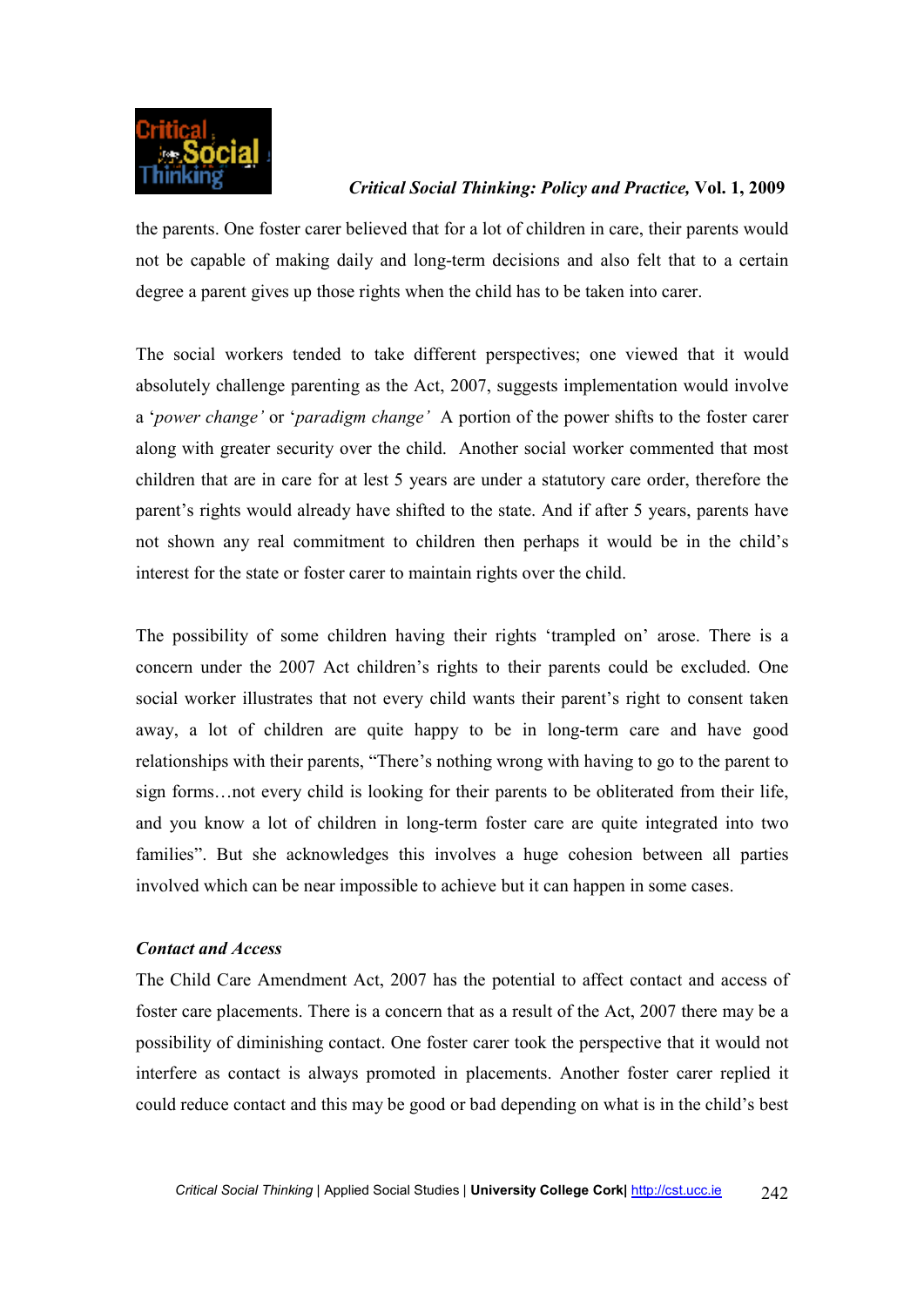the parents. One foster carer believed that for a lot of children in care, their parents would not be capable of making daily and long-term decisions and also felt that to a certain degree a parent gives up those rights when the child has to be taken into carer.

The social workers tended to take different perspectives; one viewed that it would absolutely challenge parenting as the Act, 2007, suggests implementation would involve a '*power change'* or '*paradigm change'* A portion of the power shifts to the foster carer along with greater security over the child. Another social worker commented that most children that are in care for at lest 5 years are under a statutory care order, therefore the parent's rights would already have shifted to the state. And if after 5 years, parents have not shown any real commitment to children then perhaps it would be in the child's interest for the state or foster carer to maintain rights over the child.

The possibility of some children having their rights 'trampled on' arose. There is a concern under the 2007 Act children's rights to their parents could be excluded. One social worker illustrates that not every child wants their parent's right to consent taken away, a lot of children are quite happy to be in long-term care and have good relationships with their parents, "There's nothing wrong with having to go to the parent to sign forms…not every child is looking for their parents to be obliterated from their life, and you know a lot of children in long-term foster care are quite integrated into two families". But she acknowledges this involves a huge cohesion between all parties involved which can be near impossible to achieve but it can happen in some cases.

***Contact and Access***

The Child Care Amendment Act, 2007 has the potential to affect contact and access of foster care placements. There is a concern that as a result of the Act, 2007 there may be a possibility of diminishing contact. One foster carer took the perspective that it would not interfere as contact is always promoted in placements. Another foster carer replied it could reduce contact and this may be good or bad depending on what is in the child's best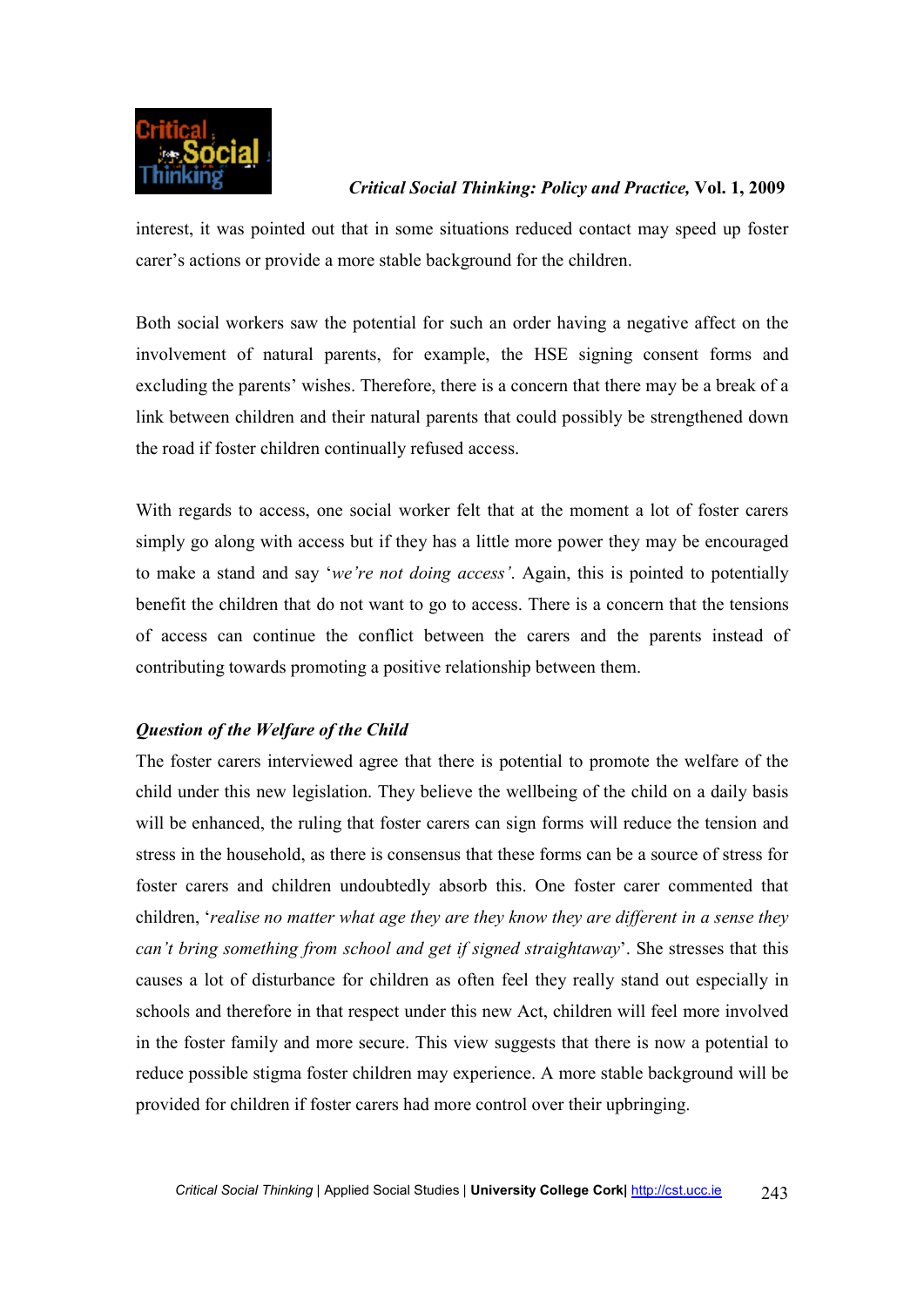interest, it was pointed out that in some situations reduced contact may speed up foster carer's actions or provide a more stable background for the children.

Both social workers saw the potential for such an order having a negative affect on the involvement of natural parents, for example, the HSE signing consent forms and excluding the parents' wishes. Therefore, there is a concern that there may be a break of a link between children and their natural parents that could possibly be strengthened down the road if foster children continually refused access.

With regards to access, one social worker felt that at the moment a lot of foster carers simply go along with access but if they has a little more power they may be encouraged to make a stand and say '*we're not doing access'*. Again, this is pointed to potentially benefit the children that do not want to go to access. There is a concern that the tensions of access can continue the conflict between the carers and the parents instead of contributing towards promoting a positive relationship between them.

### *Question of the Welfare of the Child*

The foster carers interviewed agree that there is potential to promote the welfare of the child under this new legislation. They believe the wellbeing of the child on a daily basis will be enhanced, the ruling that foster carers can sign forms will reduce the tension and stress in the household, as there is consensus that these forms can be a source of stress for foster carers and children undoubtedly absorb this. One foster carer commented that children, '*realise no matter what age they are they know they are different in a sense they can't bring something from school and get if signed straightaway*'. She stresses that this causes a lot of disturbance for children as often feel they really stand out especially in schools and therefore in that respect under this new Act, children will feel more involved in the foster family and more secure. This view suggests that there is now a potential to reduce possible stigma foster children may experience. A more stable background will be provided for children if foster carers had more control over their upbringing.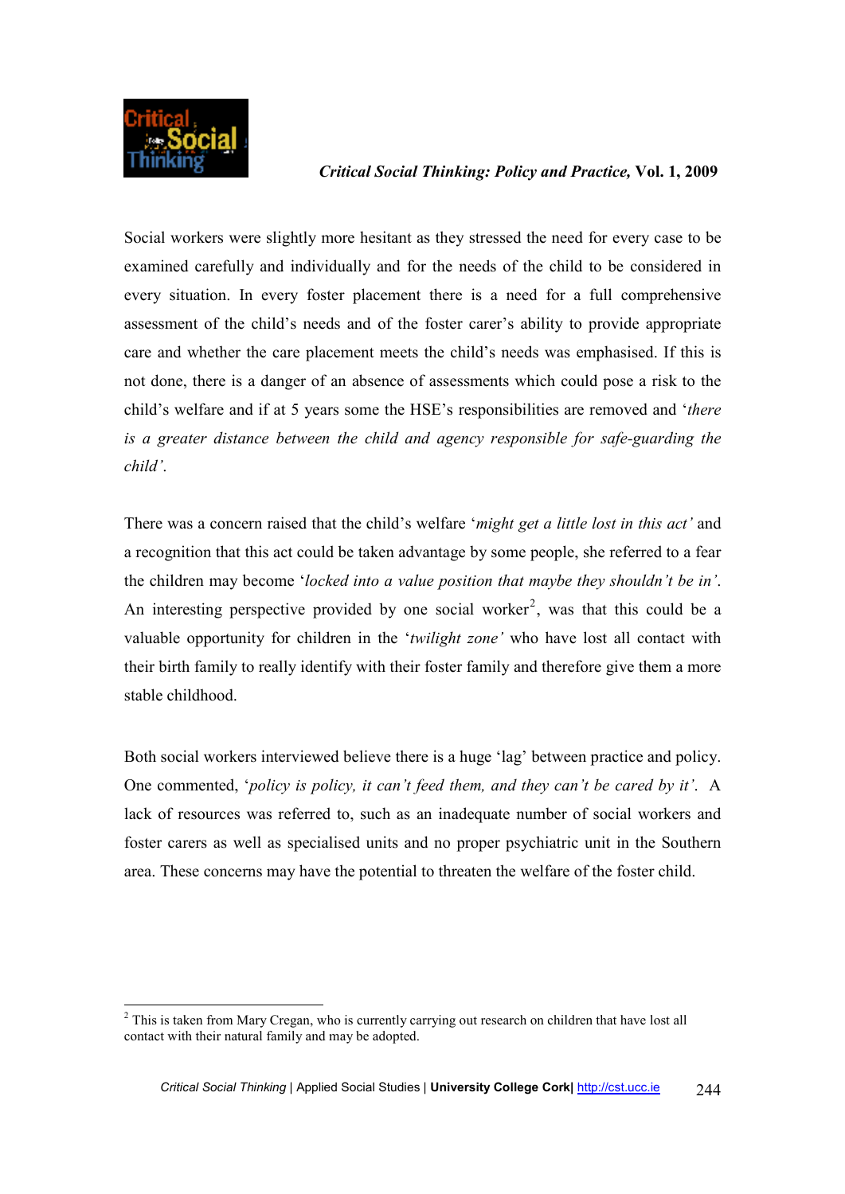Social workers were slightly more hesitant as they stressed the need for every case to be examined carefully and individually and for the needs of the child to be considered in every situation. In every foster placement there is a need for a full comprehensive assessment of the child's needs and of the foster carer's ability to provide appropriate care and whether the care placement meets the child's needs was emphasised. If this is not done, there is a danger of an absence of assessments which could pose a risk to the child's welfare and if at 5 years some the HSE's responsibilities are removed and '*there is a greater distance between the child and agency responsible for safe-guarding the child'*.

There was a concern raised that the child's welfare '*might get a little lost in this act'* and a recognition that this act could be taken advantage by some people, she referred to a fear the children may become '*locked into a value position that maybe they shouldn't be in'*. An interesting perspective provided by one social worker[2], was that this could be a valuable opportunity for children in the '*twilight zone'* who have lost all contact with their birth family to really identify with their foster family and therefore give them a more stable childhood.

Both social workers interviewed believe there is a huge 'lag' between practice and policy. One commented, '*policy is policy, it can't feed them, and they can't be cared by it'*. A lack of resources was referred to, such as an inadequate number of social workers and foster carers as well as specialised units and no proper psychiatric unit in the Southern area. These concerns may have the potential to threaten the welfare of the foster child.

---

[2] This is taken from Mary Cregan, who is currently carrying out research on children that have lost all contact with their natural family and may be adopted.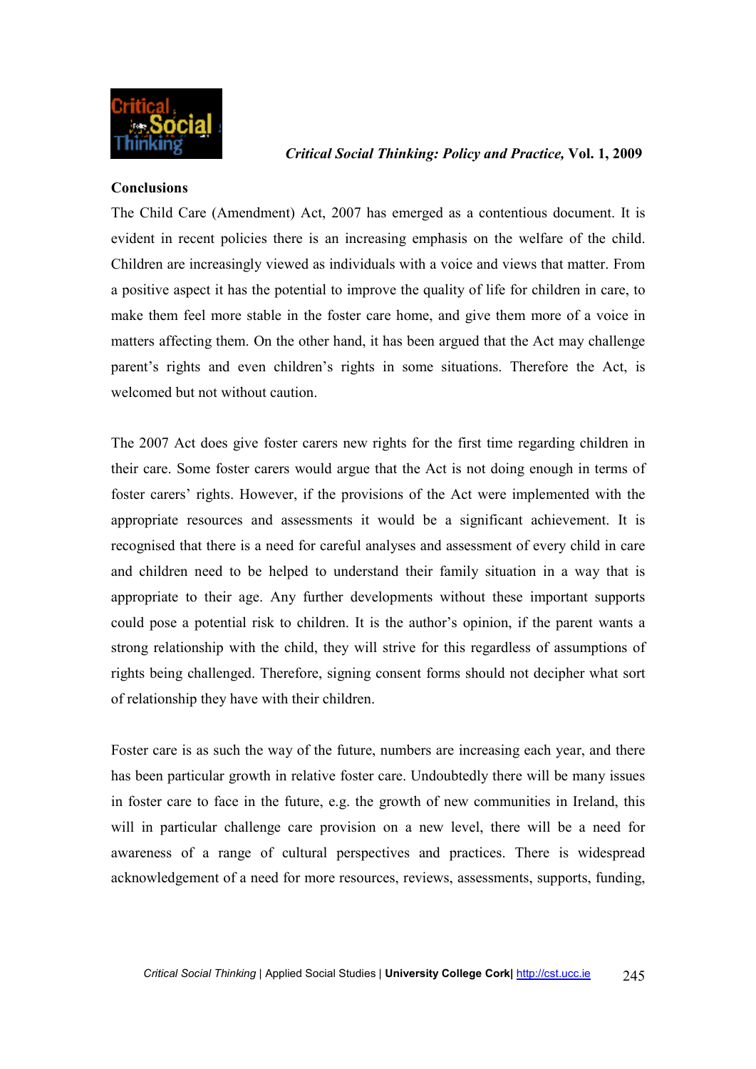**Conclusions**

The Child Care (Amendment) Act, 2007 has emerged as a contentious document. It is evident in recent policies there is an increasing emphasis on the welfare of the child. Children are increasingly viewed as individuals with a voice and views that matter. From a positive aspect it has the potential to improve the quality of life for children in care, to make them feel more stable in the foster care home, and give them more of a voice in matters affecting them. On the other hand, it has been argued that the Act may challenge parent's rights and even children's rights in some situations. Therefore the Act, is welcomed but not without caution.

The 2007 Act does give foster carers new rights for the first time regarding children in their care. Some foster carers would argue that the Act is not doing enough in terms of foster carers' rights. However, if the provisions of the Act were implemented with the appropriate resources and assessments it would be a significant achievement. It is recognised that there is a need for careful analyses and assessment of every child in care and children need to be helped to understand their family situation in a way that is appropriate to their age. Any further developments without these important supports could pose a potential risk to children. It is the author's opinion, if the parent wants a strong relationship with the child, they will strive for this regardless of assumptions of rights being challenged. Therefore, signing consent forms should not decipher what sort of relationship they have with their children.

Foster care is as such the way of the future, numbers are increasing each year, and there has been particular growth in relative foster care. Undoubtedly there will be many issues in foster care to face in the future, e.g. the growth of new communities in Ireland, this will in particular challenge care provision on a new level, there will be a need for awareness of a range of cultural perspectives and practices. There is widespread acknowledgement of a need for more resources, reviews, assessments, supports, funding,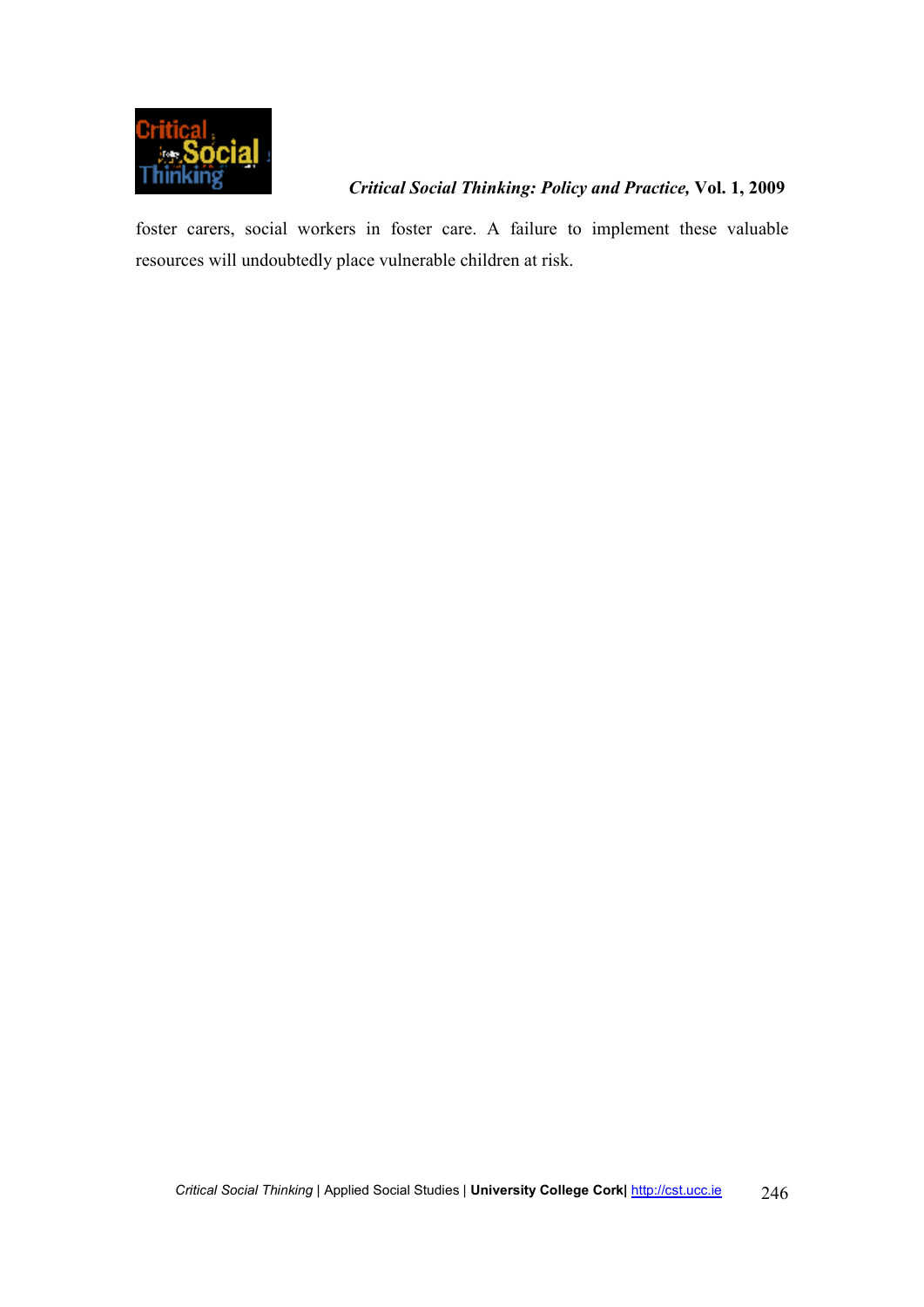foster carers, social workers in foster care. A failure to implement these valuable resources will undoubtedly place vulnerable children at risk.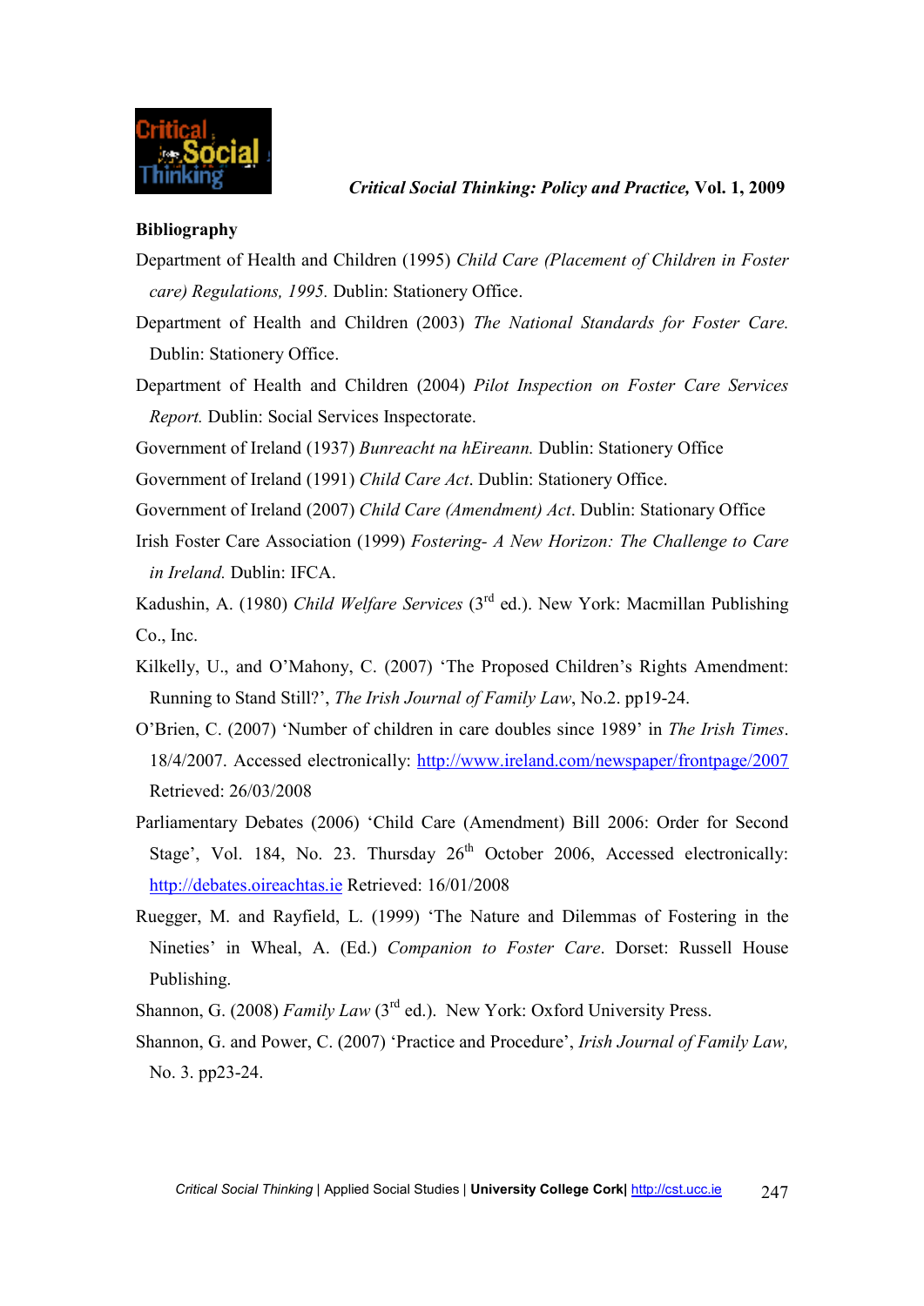**Bibliography**

Department of Health and Children (1995) *Child Care (Placement of Children in Foster care) Regulations, 1995.* Dublin: Stationery Office.

Department of Health and Children (2003) *The National Standards for Foster Care.* Dublin: Stationery Office.

Department of Health and Children (2004) *Pilot Inspection on Foster Care Services Report.* Dublin: Social Services Inspectorate.

Government of Ireland (1937) *Bunreacht na hEireann.* Dublin: Stationery Office

Government of Ireland (1991) *Child Care Act*. Dublin: Stationery Office.

Government of Ireland (2007) *Child Care (Amendment) Act*. Dublin: Stationary Office

Irish Foster Care Association (1999) *Fostering- A New Horizon: The Challenge to Care in Ireland.* Dublin: IFCA.

Kadushin, A. (1980) *Child Welfare Services* (3rd ed.). New York: Macmillan Publishing Co., Inc.

Kilkelly, U., and O'Mahony, C. (2007) 'The Proposed Children's Rights Amendment: Running to Stand Still?', *The Irish Journal of Family Law*, No.2. pp19-24.

O'Brien, C. (2007) 'Number of children in care doubles since 1989' in *The Irish Times*. 18/4/2007. Accessed electronically: http://www.ireland.com/newspaper/frontpage/2007 Retrieved: 26/03/2008

Parliamentary Debates (2006) 'Child Care (Amendment) Bill 2006: Order for Second Stage', Vol. 184, No. 23. Thursday 26th October 2006, Accessed electronically: http://debates.oireachtas.ie Retrieved: 16/01/2008

Ruegger, M. and Rayfield, L. (1999) 'The Nature and Dilemmas of Fostering in the Nineties' in Wheal, A. (Ed.) *Companion to Foster Care*. Dorset: Russell House Publishing.

Shannon, G. (2008) *Family Law* (3rd ed.). New York: Oxford University Press.

Shannon, G. and Power, C. (2007) 'Practice and Procedure', *Irish Journal of Family Law,* No. 3. pp23-24.